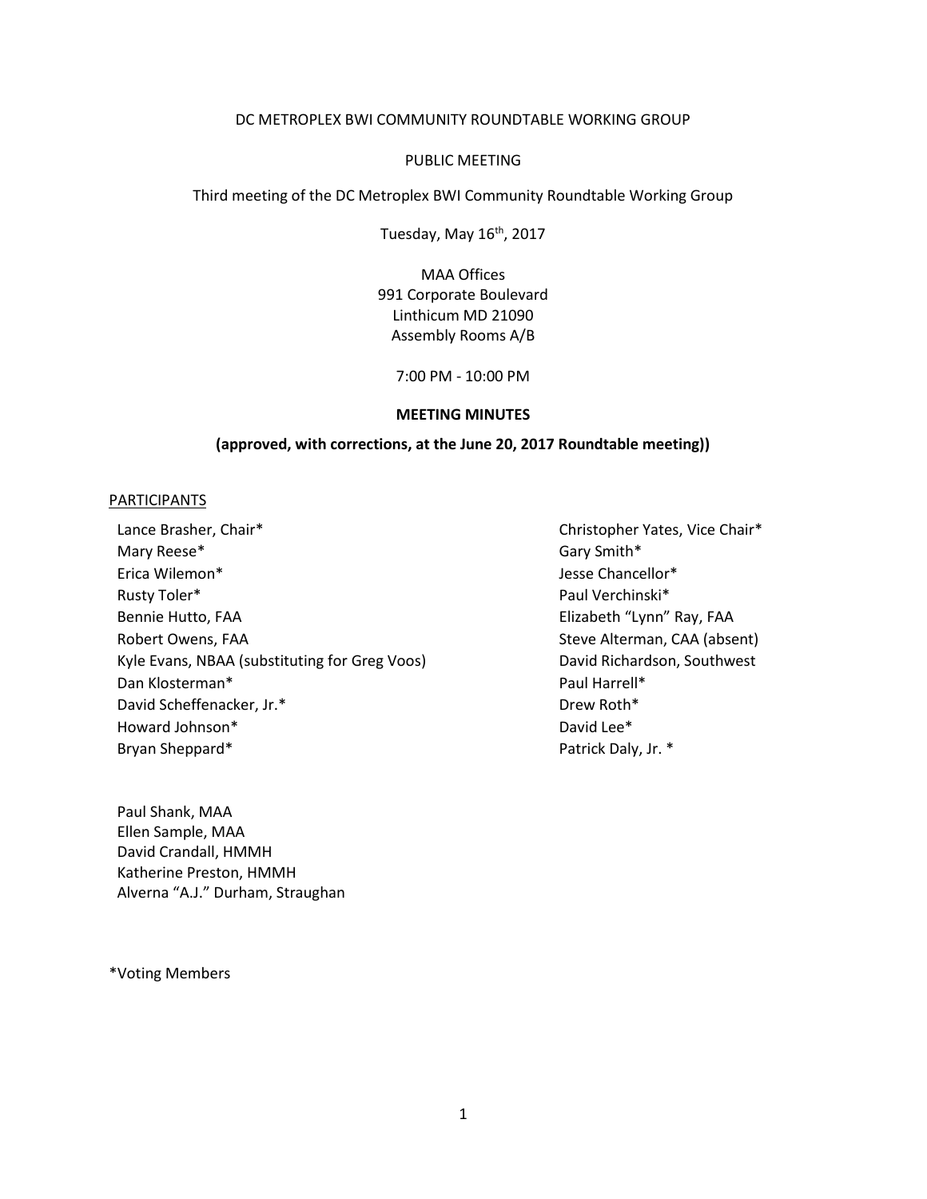DC METROPLEX BWI COMMUNITY ROUNDTABLE WORKING GROUP

PUBLIC MEETING

Third meeting of the DC Metroplex BWI Community Roundtable Working Group

Tuesday, May 16th, 2017

MAA Offices
991 Corporate Boulevard
Linthicum MD 21090
Assembly Rooms A/B

7:00 PM - 10:00 PM

**MEETING MINUTES**

**(approved, with corrections, at the June 20, 2017 Roundtable meeting))**

PARTICIPANTS

Lance Brasher, Chair*
Christopher Yates, Vice Chair*
Mary Reese*
Gary Smith*
Erica Wilemon*
Jesse Chancellor*
Rusty Toler*
Paul Verchinski*
Bennie Hutto, FAA
Elizabeth "Lynn" Ray, FAA
Robert Owens, FAA
Steve Alterman, CAA (absent)
Kyle Evans, NBAA (substituting for Greg Voos)
David Richardson, Southwest
Dan Klosterman*
Paul Harrell*
David Scheffenacker, Jr.*
Drew Roth*
Howard Johnson*
David Lee*
Bryan Sheppard*
Patrick Daly, Jr. *

Paul Shank, MAA
Ellen Sample, MAA
David Crandall, HMMH
Katherine Preston, HMMH
Alverna "A.J." Durham, Straughan

*Voting Members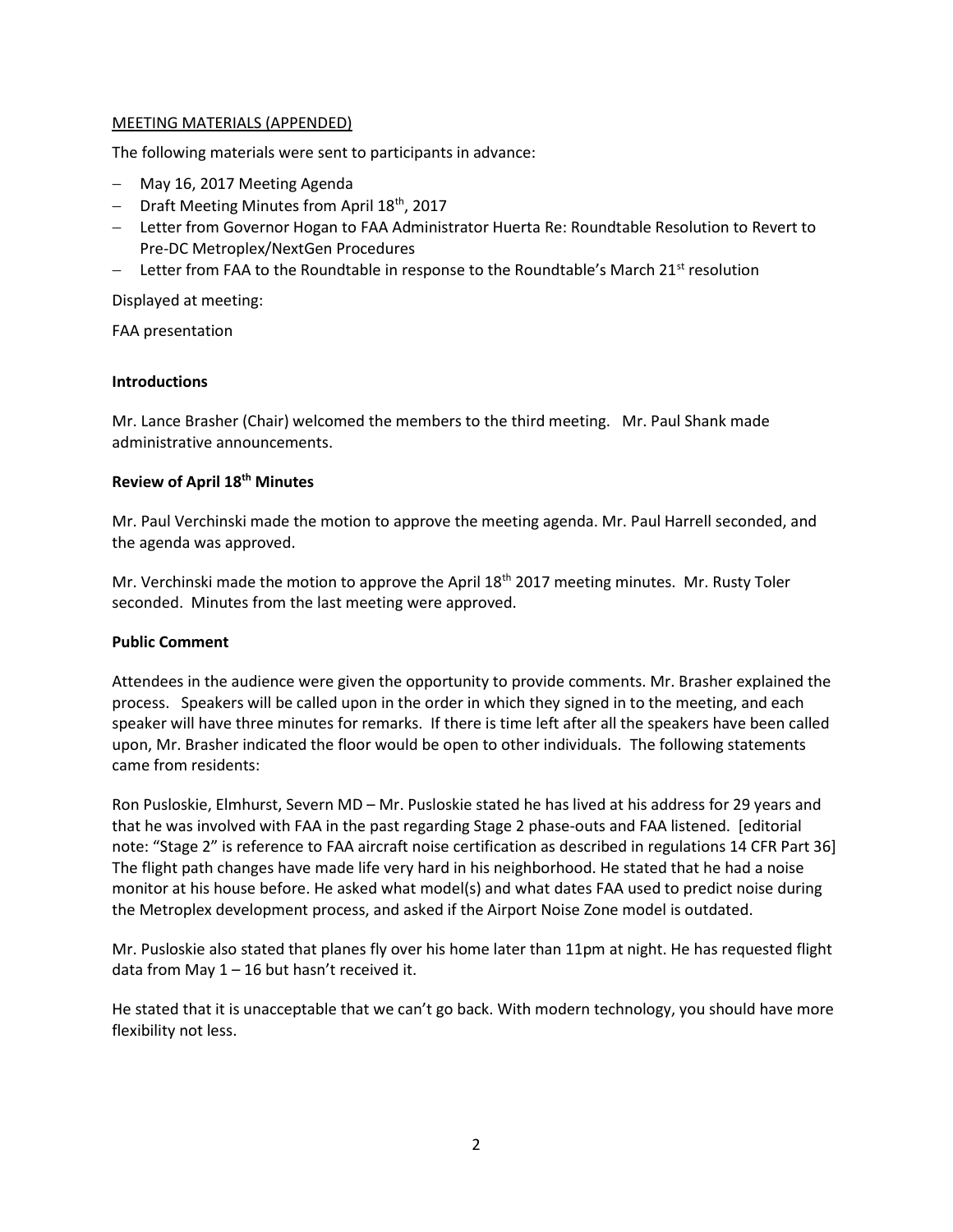MEETING MATERIALS (APPENDED)

The following materials were sent to participants in advance:

- May 16, 2017 Meeting Agenda
- Draft Meeting Minutes from April 18th, 2017
- Letter from Governor Hogan to FAA Administrator Huerta Re: Roundtable Resolution to Revert to Pre-DC Metroplex/NextGen Procedures
- Letter from FAA to the Roundtable in response to the Roundtable's March 21st resolution

Displayed at meeting:

FAA presentation

**Introductions**

Mr. Lance Brasher (Chair) welcomed the members to the third meeting. Mr. Paul Shank made administrative announcements.

**Review of April 18th Minutes**

Mr. Paul Verchinski made the motion to approve the meeting agenda. Mr. Paul Harrell seconded, and the agenda was approved.

Mr. Verchinski made the motion to approve the April 18th 2017 meeting minutes. Mr. Rusty Toler seconded. Minutes from the last meeting were approved.

**Public Comment**

Attendees in the audience were given the opportunity to provide comments. Mr. Brasher explained the process. Speakers will be called upon in the order in which they signed in to the meeting, and each speaker will have three minutes for remarks. If there is time left after all the speakers have been called upon, Mr. Brasher indicated the floor would be open to other individuals. The following statements came from residents:

Ron Pusloskie, Elmhurst, Severn MD – Mr. Pusloskie stated he has lived at his address for 29 years and that he was involved with FAA in the past regarding Stage 2 phase-outs and FAA listened. [editorial note: "Stage 2" is reference to FAA aircraft noise certification as described in regulations 14 CFR Part 36] The flight path changes have made life very hard in his neighborhood. He stated that he had a noise monitor at his house before. He asked what model(s) and what dates FAA used to predict noise during the Metroplex development process, and asked if the Airport Noise Zone model is outdated.

Mr. Pusloskie also stated that planes fly over his home later than 11pm at night. He has requested flight data from May 1 – 16 but hasn't received it.

He stated that it is unacceptable that we can't go back. With modern technology, you should have more flexibility not less.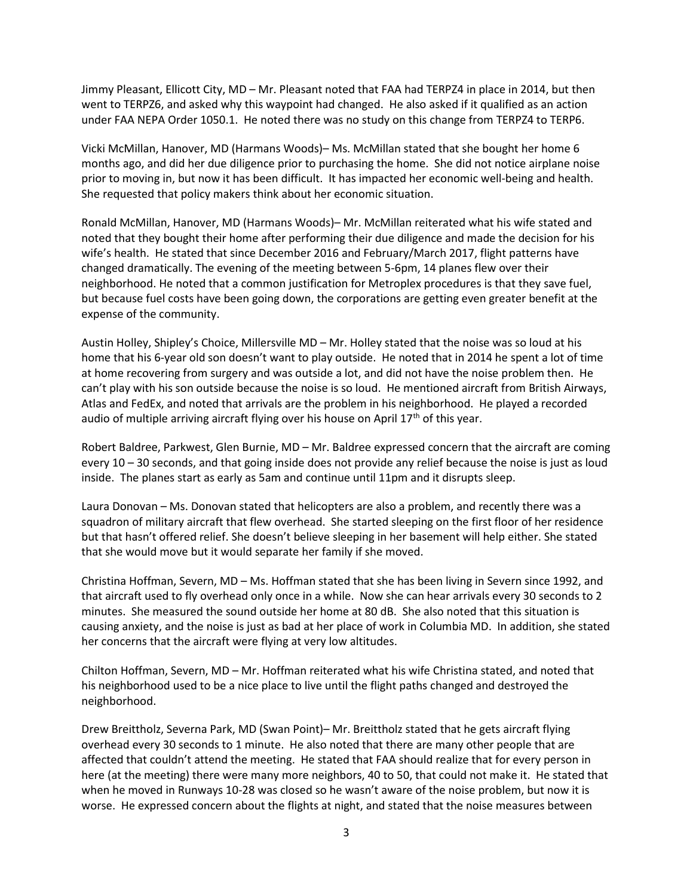Jimmy Pleasant, Ellicott City, MD – Mr. Pleasant noted that FAA had TERPZ4 in place in 2014, but then went to TERPZ6, and asked why this waypoint had changed. He also asked if it qualified as an action under FAA NEPA Order 1050.1. He noted there was no study on this change from TERPZ4 to TERP6.

Vicki McMillan, Hanover, MD (Harmans Woods)– Ms. McMillan stated that she bought her home 6 months ago, and did her due diligence prior to purchasing the home. She did not notice airplane noise prior to moving in, but now it has been difficult. It has impacted her economic well-being and health. She requested that policy makers think about her economic situation.

Ronald McMillan, Hanover, MD (Harmans Woods)– Mr. McMillan reiterated what his wife stated and noted that they bought their home after performing their due diligence and made the decision for his wife's health. He stated that since December 2016 and February/March 2017, flight patterns have changed dramatically. The evening of the meeting between 5-6pm, 14 planes flew over their neighborhood. He noted that a common justification for Metroplex procedures is that they save fuel, but because fuel costs have been going down, the corporations are getting even greater benefit at the expense of the community.

Austin Holley, Shipley's Choice, Millersville MD – Mr. Holley stated that the noise was so loud at his home that his 6-year old son doesn't want to play outside. He noted that in 2014 he spent a lot of time at home recovering from surgery and was outside a lot, and did not have the noise problem then. He can't play with his son outside because the noise is so loud. He mentioned aircraft from British Airways, Atlas and FedEx, and noted that arrivals are the problem in his neighborhood. He played a recorded audio of multiple arriving aircraft flying over his house on April 17th of this year.

Robert Baldree, Parkwest, Glen Burnie, MD – Mr. Baldree expressed concern that the aircraft are coming every 10 – 30 seconds, and that going inside does not provide any relief because the noise is just as loud inside. The planes start as early as 5am and continue until 11pm and it disrupts sleep.

Laura Donovan – Ms. Donovan stated that helicopters are also a problem, and recently there was a squadron of military aircraft that flew overhead. She started sleeping on the first floor of her residence but that hasn't offered relief. She doesn't believe sleeping in her basement will help either. She stated that she would move but it would separate her family if she moved.

Christina Hoffman, Severn, MD – Ms. Hoffman stated that she has been living in Severn since 1992, and that aircraft used to fly overhead only once in a while. Now she can hear arrivals every 30 seconds to 2 minutes. She measured the sound outside her home at 80 dB. She also noted that this situation is causing anxiety, and the noise is just as bad at her place of work in Columbia MD. In addition, she stated her concerns that the aircraft were flying at very low altitudes.

Chilton Hoffman, Severn, MD – Mr. Hoffman reiterated what his wife Christina stated, and noted that his neighborhood used to be a nice place to live until the flight paths changed and destroyed the neighborhood.

Drew Breittholz, Severna Park, MD (Swan Point)– Mr. Breittholz stated that he gets aircraft flying overhead every 30 seconds to 1 minute. He also noted that there are many other people that are affected that couldn't attend the meeting. He stated that FAA should realize that for every person in here (at the meeting) there were many more neighbors, 40 to 50, that could not make it. He stated that when he moved in Runways 10-28 was closed so he wasn't aware of the noise problem, but now it is worse. He expressed concern about the flights at night, and stated that the noise measures between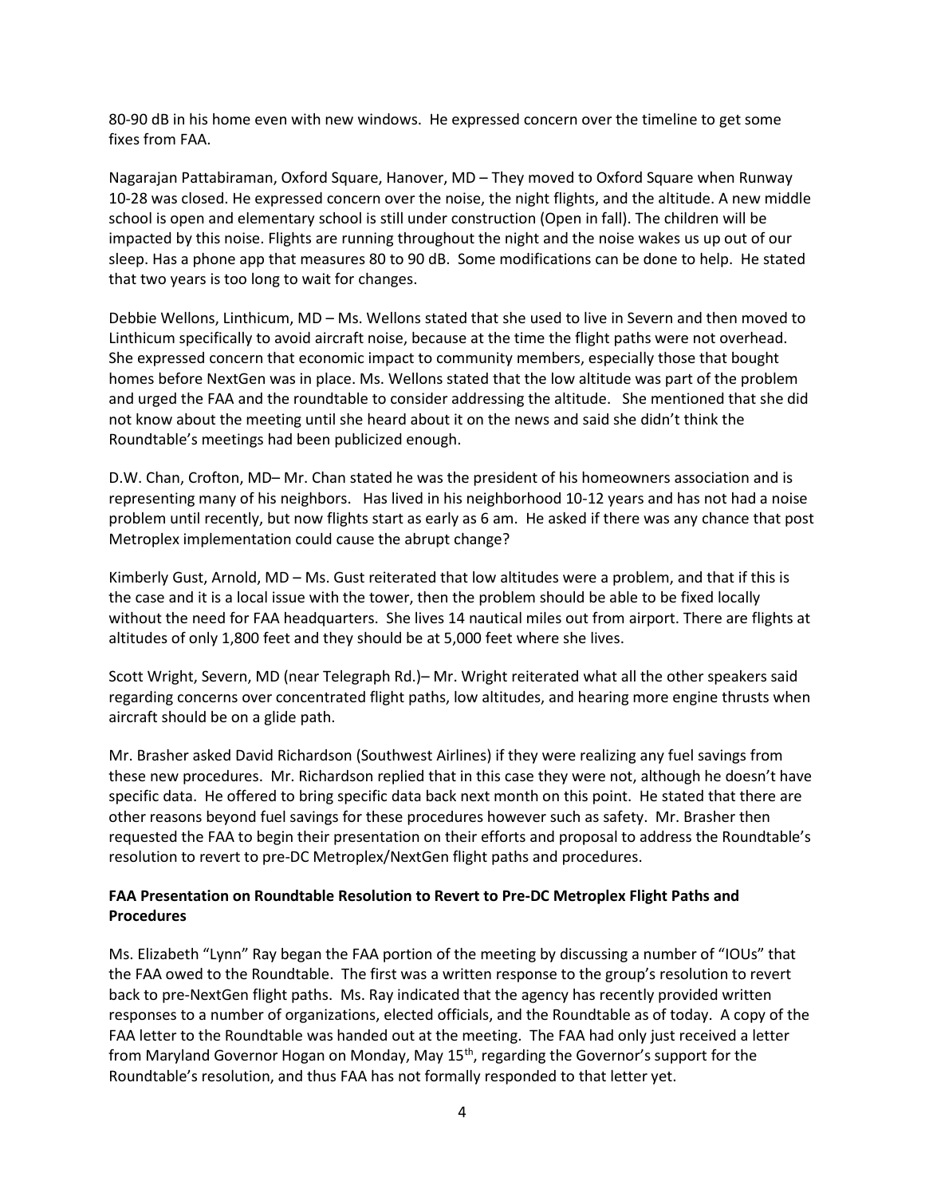80-90 dB in his home even with new windows. He expressed concern over the timeline to get some fixes from FAA.

Nagarajan Pattabiraman, Oxford Square, Hanover, MD – They moved to Oxford Square when Runway 10-28 was closed. He expressed concern over the noise, the night flights, and the altitude. A new middle school is open and elementary school is still under construction (Open in fall). The children will be impacted by this noise. Flights are running throughout the night and the noise wakes us up out of our sleep. Has a phone app that measures 80 to 90 dB. Some modifications can be done to help. He stated that two years is too long to wait for changes.

Debbie Wellons, Linthicum, MD – Ms. Wellons stated that she used to live in Severn and then moved to Linthicum specifically to avoid aircraft noise, because at the time the flight paths were not overhead. She expressed concern that economic impact to community members, especially those that bought homes before NextGen was in place. Ms. Wellons stated that the low altitude was part of the problem and urged the FAA and the roundtable to consider addressing the altitude. She mentioned that she did not know about the meeting until she heard about it on the news and said she didn't think the Roundtable's meetings had been publicized enough.

D.W. Chan, Crofton, MD– Mr. Chan stated he was the president of his homeowners association and is representing many of his neighbors. Has lived in his neighborhood 10-12 years and has not had a noise problem until recently, but now flights start as early as 6 am. He asked if there was any chance that post Metroplex implementation could cause the abrupt change?

Kimberly Gust, Arnold, MD – Ms. Gust reiterated that low altitudes were a problem, and that if this is the case and it is a local issue with the tower, then the problem should be able to be fixed locally without the need for FAA headquarters. She lives 14 nautical miles out from airport. There are flights at altitudes of only 1,800 feet and they should be at 5,000 feet where she lives.

Scott Wright, Severn, MD (near Telegraph Rd.)– Mr. Wright reiterated what all the other speakers said regarding concerns over concentrated flight paths, low altitudes, and hearing more engine thrusts when aircraft should be on a glide path.

Mr. Brasher asked David Richardson (Southwest Airlines) if they were realizing any fuel savings from these new procedures. Mr. Richardson replied that in this case they were not, although he doesn't have specific data. He offered to bring specific data back next month on this point. He stated that there are other reasons beyond fuel savings for these procedures however such as safety. Mr. Brasher then requested the FAA to begin their presentation on their efforts and proposal to address the Roundtable's resolution to revert to pre-DC Metroplex/NextGen flight paths and procedures.

**FAA Presentation on Roundtable Resolution to Revert to Pre-DC Metroplex Flight Paths and Procedures**

Ms. Elizabeth "Lynn" Ray began the FAA portion of the meeting by discussing a number of "IOUs" that the FAA owed to the Roundtable. The first was a written response to the group's resolution to revert back to pre-NextGen flight paths. Ms. Ray indicated that the agency has recently provided written responses to a number of organizations, elected officials, and the Roundtable as of today. A copy of the FAA letter to the Roundtable was handed out at the meeting. The FAA had only just received a letter from Maryland Governor Hogan on Monday, May 15th, regarding the Governor's support for the Roundtable's resolution, and thus FAA has not formally responded to that letter yet.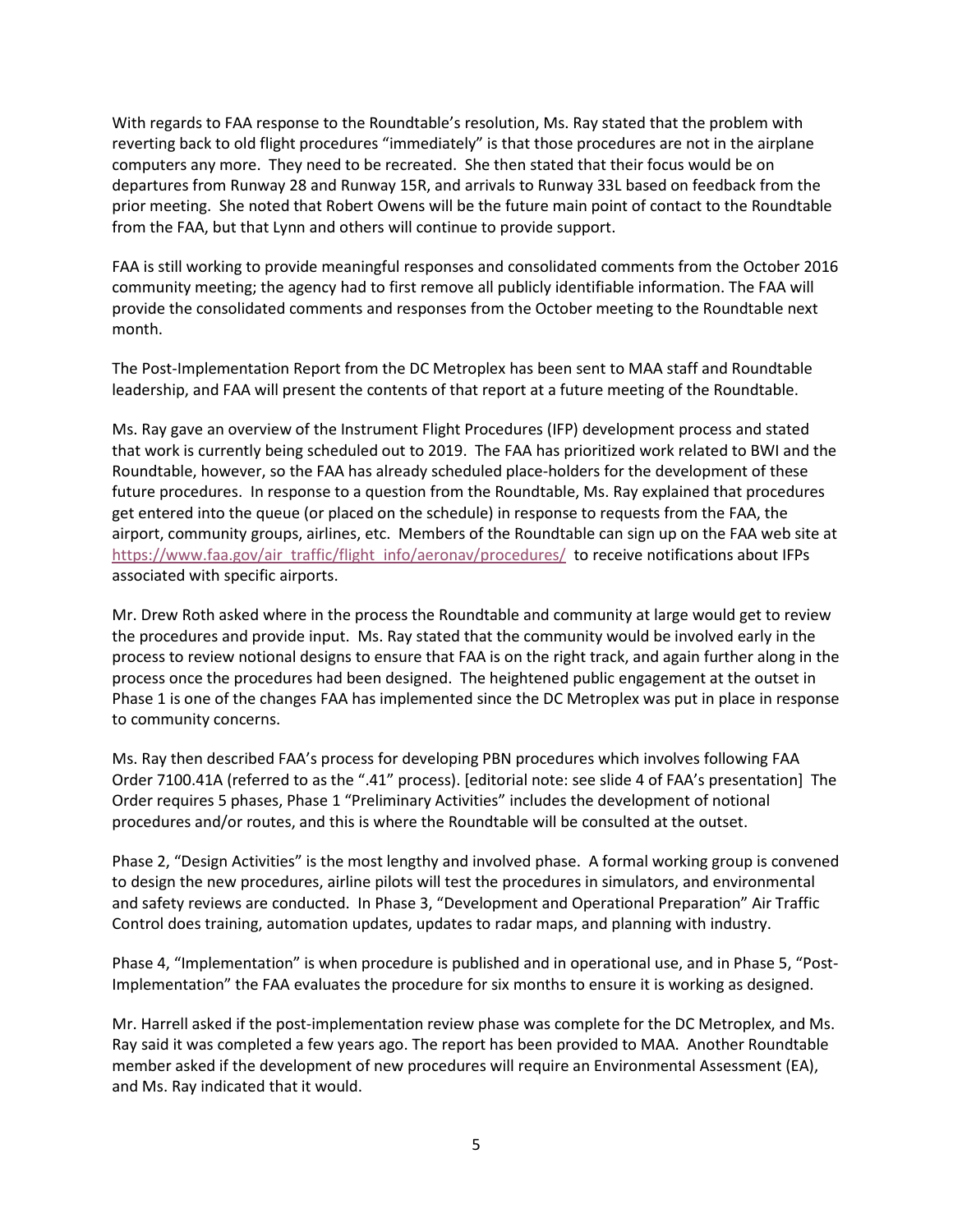With regards to FAA response to the Roundtable's resolution, Ms. Ray stated that the problem with reverting back to old flight procedures "immediately" is that those procedures are not in the airplane computers any more. They need to be recreated. She then stated that their focus would be on departures from Runway 28 and Runway 15R, and arrivals to Runway 33L based on feedback from the prior meeting. She noted that Robert Owens will be the future main point of contact to the Roundtable from the FAA, but that Lynn and others will continue to provide support.

FAA is still working to provide meaningful responses and consolidated comments from the October 2016 community meeting; the agency had to first remove all publicly identifiable information. The FAA will provide the consolidated comments and responses from the October meeting to the Roundtable next month.

The Post-Implementation Report from the DC Metroplex has been sent to MAA staff and Roundtable leadership, and FAA will present the contents of that report at a future meeting of the Roundtable.

Ms. Ray gave an overview of the Instrument Flight Procedures (IFP) development process and stated that work is currently being scheduled out to 2019. The FAA has prioritized work related to BWI and the Roundtable, however, so the FAA has already scheduled place-holders for the development of these future procedures. In response to a question from the Roundtable, Ms. Ray explained that procedures get entered into the queue (or placed on the schedule) in response to requests from the FAA, the airport, community groups, airlines, etc. Members of the Roundtable can sign up on the FAA web site at https://www.faa.gov/air_traffic/flight_info/aeronav/procedures/ to receive notifications about IFPs associated with specific airports.

Mr. Drew Roth asked where in the process the Roundtable and community at large would get to review the procedures and provide input. Ms. Ray stated that the community would be involved early in the process to review notional designs to ensure that FAA is on the right track, and again further along in the process once the procedures had been designed. The heightened public engagement at the outset in Phase 1 is one of the changes FAA has implemented since the DC Metroplex was put in place in response to community concerns.

Ms. Ray then described FAA's process for developing PBN procedures which involves following FAA Order 7100.41A (referred to as the ".41" process). [editorial note: see slide 4 of FAA's presentation] The Order requires 5 phases, Phase 1 "Preliminary Activities" includes the development of notional procedures and/or routes, and this is where the Roundtable will be consulted at the outset.

Phase 2, "Design Activities" is the most lengthy and involved phase. A formal working group is convened to design the new procedures, airline pilots will test the procedures in simulators, and environmental and safety reviews are conducted. In Phase 3, "Development and Operational Preparation" Air Traffic Control does training, automation updates, updates to radar maps, and planning with industry.

Phase 4, "Implementation" is when procedure is published and in operational use, and in Phase 5, "Post-Implementation" the FAA evaluates the procedure for six months to ensure it is working as designed.

Mr. Harrell asked if the post-implementation review phase was complete for the DC Metroplex, and Ms. Ray said it was completed a few years ago. The report has been provided to MAA. Another Roundtable member asked if the development of new procedures will require an Environmental Assessment (EA), and Ms. Ray indicated that it would.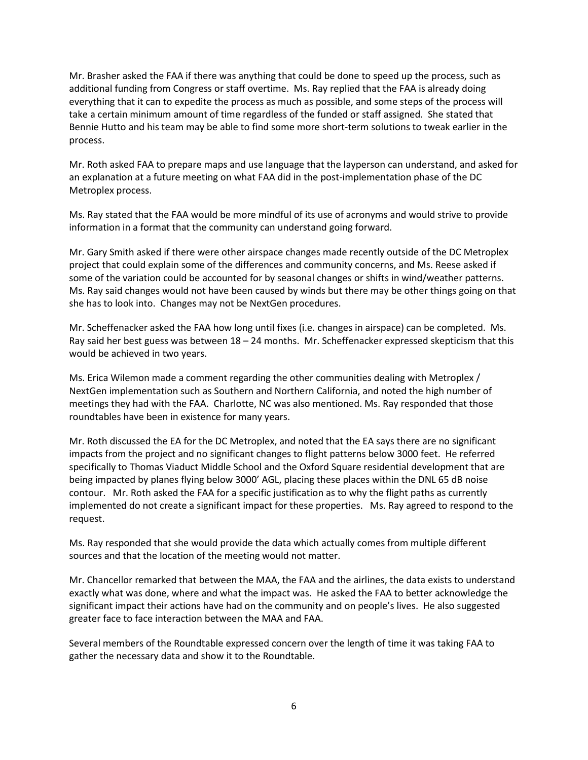Mr. Brasher asked the FAA if there was anything that could be done to speed up the process, such as additional funding from Congress or staff overtime. Ms. Ray replied that the FAA is already doing everything that it can to expedite the process as much as possible, and some steps of the process will take a certain minimum amount of time regardless of the funded or staff assigned. She stated that Bennie Hutto and his team may be able to find some more short-term solutions to tweak earlier in the process.

Mr. Roth asked FAA to prepare maps and use language that the layperson can understand, and asked for an explanation at a future meeting on what FAA did in the post-implementation phase of the DC Metroplex process.

Ms. Ray stated that the FAA would be more mindful of its use of acronyms and would strive to provide information in a format that the community can understand going forward.

Mr. Gary Smith asked if there were other airspace changes made recently outside of the DC Metroplex project that could explain some of the differences and community concerns, and Ms. Reese asked if some of the variation could be accounted for by seasonal changes or shifts in wind/weather patterns. Ms. Ray said changes would not have been caused by winds but there may be other things going on that she has to look into. Changes may not be NextGen procedures.

Mr. Scheffenacker asked the FAA how long until fixes (i.e. changes in airspace) can be completed. Ms. Ray said her best guess was between 18 – 24 months. Mr. Scheffenacker expressed skepticism that this would be achieved in two years.

Ms. Erica Wilemon made a comment regarding the other communities dealing with Metroplex / NextGen implementation such as Southern and Northern California, and noted the high number of meetings they had with the FAA. Charlotte, NC was also mentioned. Ms. Ray responded that those roundtables have been in existence for many years.

Mr. Roth discussed the EA for the DC Metroplex, and noted that the EA says there are no significant impacts from the project and no significant changes to flight patterns below 3000 feet. He referred specifically to Thomas Viaduct Middle School and the Oxford Square residential development that are being impacted by planes flying below 3000' AGL, placing these places within the DNL 65 dB noise contour. Mr. Roth asked the FAA for a specific justification as to why the flight paths as currently implemented do not create a significant impact for these properties. Ms. Ray agreed to respond to the request.

Ms. Ray responded that she would provide the data which actually comes from multiple different sources and that the location of the meeting would not matter.

Mr. Chancellor remarked that between the MAA, the FAA and the airlines, the data exists to understand exactly what was done, where and what the impact was. He asked the FAA to better acknowledge the significant impact their actions have had on the community and on people's lives. He also suggested greater face to face interaction between the MAA and FAA.

Several members of the Roundtable expressed concern over the length of time it was taking FAA to gather the necessary data and show it to the Roundtable.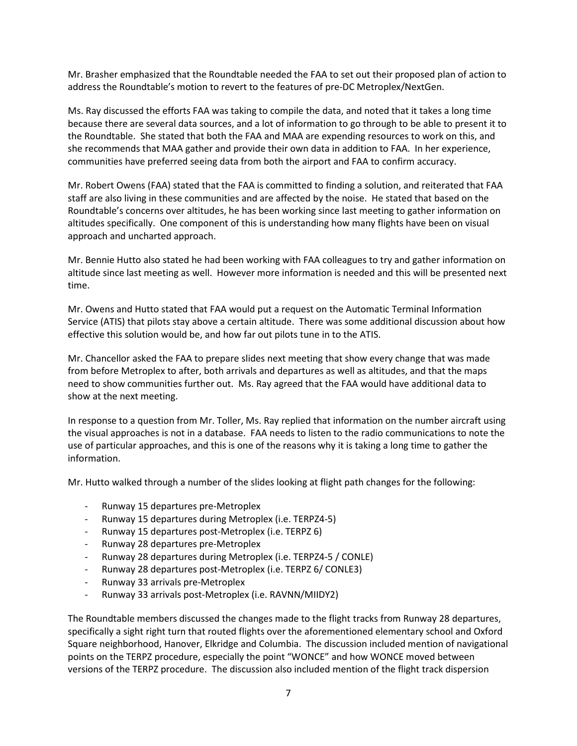Mr. Brasher emphasized that the Roundtable needed the FAA to set out their proposed plan of action to address the Roundtable's motion to revert to the features of pre-DC Metroplex/NextGen.

Ms. Ray discussed the efforts FAA was taking to compile the data, and noted that it takes a long time because there are several data sources, and a lot of information to go through to be able to present it to the Roundtable. She stated that both the FAA and MAA are expending resources to work on this, and she recommends that MAA gather and provide their own data in addition to FAA. In her experience, communities have preferred seeing data from both the airport and FAA to confirm accuracy.

Mr. Robert Owens (FAA) stated that the FAA is committed to finding a solution, and reiterated that FAA staff are also living in these communities and are affected by the noise. He stated that based on the Roundtable's concerns over altitudes, he has been working since last meeting to gather information on altitudes specifically. One component of this is understanding how many flights have been on visual approach and uncharted approach.

Mr. Bennie Hutto also stated he had been working with FAA colleagues to try and gather information on altitude since last meeting as well. However more information is needed and this will be presented next time.

Mr. Owens and Hutto stated that FAA would put a request on the Automatic Terminal Information Service (ATIS) that pilots stay above a certain altitude. There was some additional discussion about how effective this solution would be, and how far out pilots tune in to the ATIS.

Mr. Chancellor asked the FAA to prepare slides next meeting that show every change that was made from before Metroplex to after, both arrivals and departures as well as altitudes, and that the maps need to show communities further out. Ms. Ray agreed that the FAA would have additional data to show at the next meeting.

In response to a question from Mr. Toller, Ms. Ray replied that information on the number aircraft using the visual approaches is not in a database. FAA needs to listen to the radio communications to note the use of particular approaches, and this is one of the reasons why it is taking a long time to gather the information.

Mr. Hutto walked through a number of the slides looking at flight path changes for the following:

- Runway 15 departures pre-Metroplex
- Runway 15 departures during Metroplex (i.e. TERPZ4-5)
- Runway 15 departures post-Metroplex (i.e. TERPZ 6)
- Runway 28 departures pre-Metroplex
- Runway 28 departures during Metroplex (i.e. TERPZ4-5 / CONLE)
- Runway 28 departures post-Metroplex (i.e. TERPZ 6/ CONLE3)
- Runway 33 arrivals pre-Metroplex
- Runway 33 arrivals post-Metroplex (i.e. RAVNN/MIIDY2)

The Roundtable members discussed the changes made to the flight tracks from Runway 28 departures, specifically a sight right turn that routed flights over the aforementioned elementary school and Oxford Square neighborhood, Hanover, Elkridge and Columbia. The discussion included mention of navigational points on the TERPZ procedure, especially the point "WONCE" and how WONCE moved between versions of the TERPZ procedure. The discussion also included mention of the flight track dispersion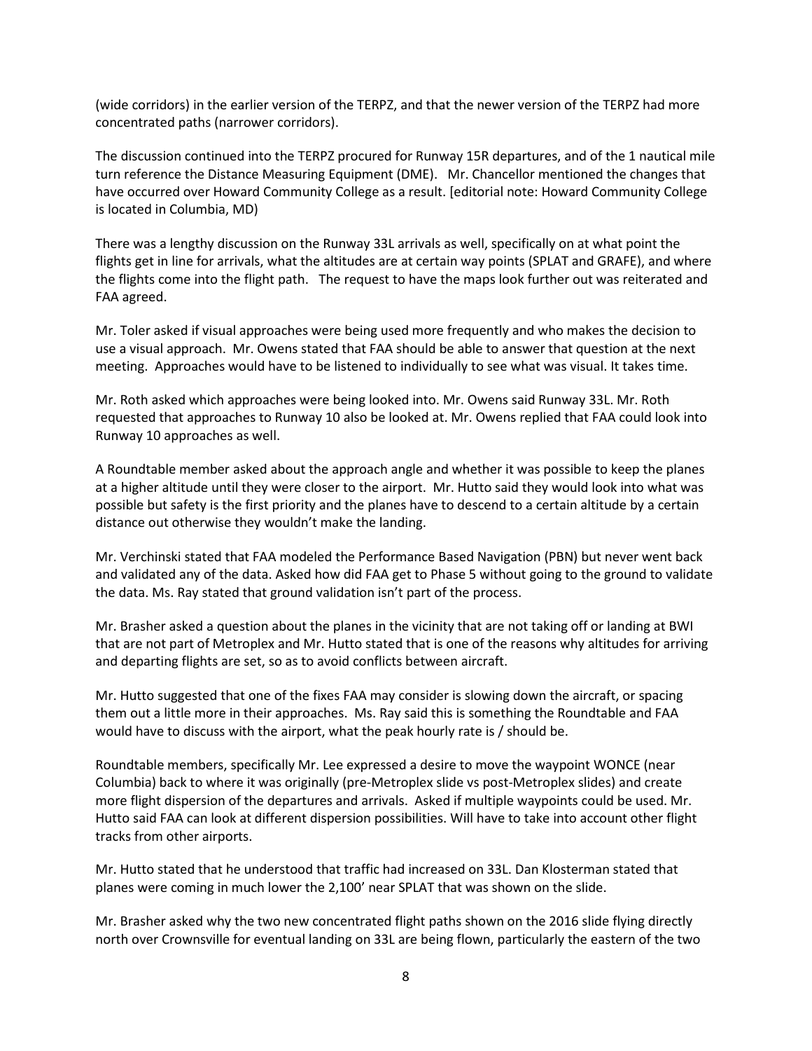(wide corridors) in the earlier version of the TERPZ, and that the newer version of the TERPZ had more concentrated paths (narrower corridors).

The discussion continued into the TERPZ procured for Runway 15R departures, and of the 1 nautical mile turn reference the Distance Measuring Equipment (DME). Mr. Chancellor mentioned the changes that have occurred over Howard Community College as a result. [editorial note: Howard Community College is located in Columbia, MD)

There was a lengthy discussion on the Runway 33L arrivals as well, specifically on at what point the flights get in line for arrivals, what the altitudes are at certain way points (SPLAT and GRAFE), and where the flights come into the flight path. The request to have the maps look further out was reiterated and FAA agreed.

Mr. Toler asked if visual approaches were being used more frequently and who makes the decision to use a visual approach. Mr. Owens stated that FAA should be able to answer that question at the next meeting. Approaches would have to be listened to individually to see what was visual. It takes time.

Mr. Roth asked which approaches were being looked into. Mr. Owens said Runway 33L. Mr. Roth requested that approaches to Runway 10 also be looked at. Mr. Owens replied that FAA could look into Runway 10 approaches as well.

A Roundtable member asked about the approach angle and whether it was possible to keep the planes at a higher altitude until they were closer to the airport. Mr. Hutto said they would look into what was possible but safety is the first priority and the planes have to descend to a certain altitude by a certain distance out otherwise they wouldn't make the landing.

Mr. Verchinski stated that FAA modeled the Performance Based Navigation (PBN) but never went back and validated any of the data. Asked how did FAA get to Phase 5 without going to the ground to validate the data. Ms. Ray stated that ground validation isn't part of the process.

Mr. Brasher asked a question about the planes in the vicinity that are not taking off or landing at BWI that are not part of Metroplex and Mr. Hutto stated that is one of the reasons why altitudes for arriving and departing flights are set, so as to avoid conflicts between aircraft.

Mr. Hutto suggested that one of the fixes FAA may consider is slowing down the aircraft, or spacing them out a little more in their approaches. Ms. Ray said this is something the Roundtable and FAA would have to discuss with the airport, what the peak hourly rate is / should be.

Roundtable members, specifically Mr. Lee expressed a desire to move the waypoint WONCE (near Columbia) back to where it was originally (pre-Metroplex slide vs post-Metroplex slides) and create more flight dispersion of the departures and arrivals. Asked if multiple waypoints could be used. Mr. Hutto said FAA can look at different dispersion possibilities. Will have to take into account other flight tracks from other airports.

Mr. Hutto stated that he understood that traffic had increased on 33L. Dan Klosterman stated that planes were coming in much lower the 2,100' near SPLAT that was shown on the slide.

Mr. Brasher asked why the two new concentrated flight paths shown on the 2016 slide flying directly north over Crownsville for eventual landing on 33L are being flown, particularly the eastern of the two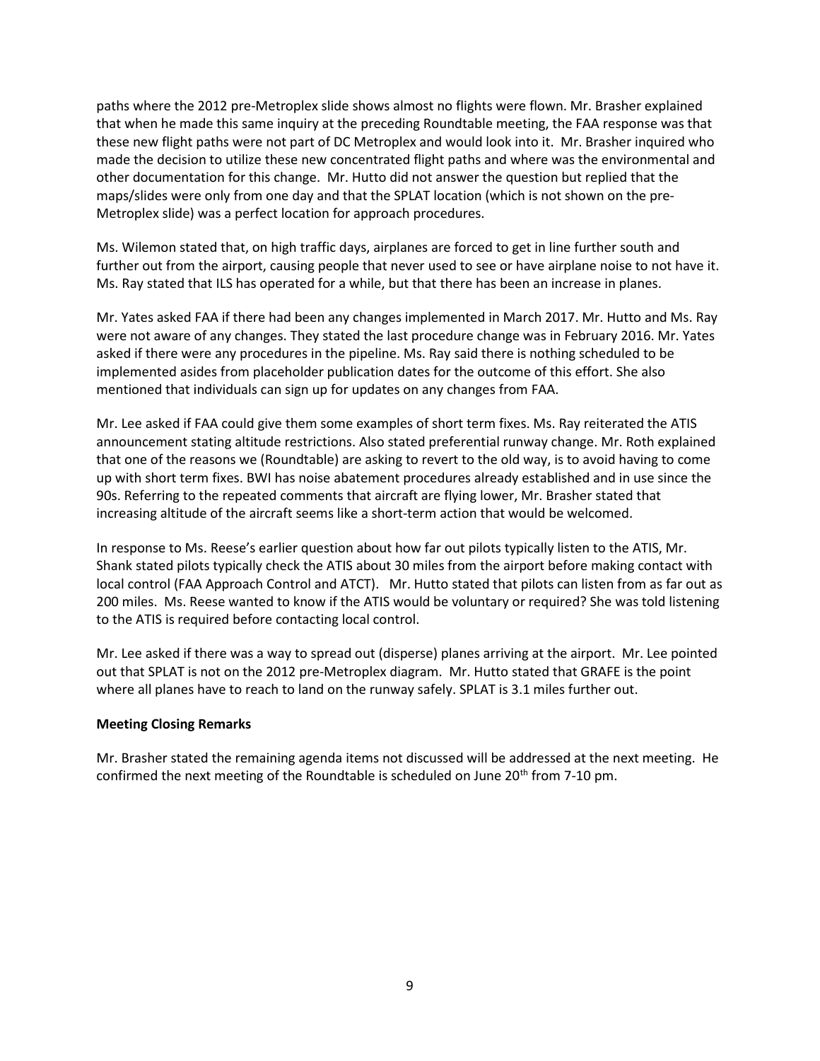paths where the 2012 pre-Metroplex slide shows almost no flights were flown. Mr. Brasher explained that when he made this same inquiry at the preceding Roundtable meeting, the FAA response was that these new flight paths were not part of DC Metroplex and would look into it. Mr. Brasher inquired who made the decision to utilize these new concentrated flight paths and where was the environmental and other documentation for this change. Mr. Hutto did not answer the question but replied that the maps/slides were only from one day and that the SPLAT location (which is not shown on the pre-Metroplex slide) was a perfect location for approach procedures.

Ms. Wilemon stated that, on high traffic days, airplanes are forced to get in line further south and further out from the airport, causing people that never used to see or have airplane noise to not have it. Ms. Ray stated that ILS has operated for a while, but that there has been an increase in planes.

Mr. Yates asked FAA if there had been any changes implemented in March 2017. Mr. Hutto and Ms. Ray were not aware of any changes. They stated the last procedure change was in February 2016. Mr. Yates asked if there were any procedures in the pipeline. Ms. Ray said there is nothing scheduled to be implemented asides from placeholder publication dates for the outcome of this effort. She also mentioned that individuals can sign up for updates on any changes from FAA.

Mr. Lee asked if FAA could give them some examples of short term fixes. Ms. Ray reiterated the ATIS announcement stating altitude restrictions. Also stated preferential runway change. Mr. Roth explained that one of the reasons we (Roundtable) are asking to revert to the old way, is to avoid having to come up with short term fixes. BWI has noise abatement procedures already established and in use since the 90s. Referring to the repeated comments that aircraft are flying lower, Mr. Brasher stated that increasing altitude of the aircraft seems like a short-term action that would be welcomed.

In response to Ms. Reese's earlier question about how far out pilots typically listen to the ATIS, Mr. Shank stated pilots typically check the ATIS about 30 miles from the airport before making contact with local control (FAA Approach Control and ATCT). Mr. Hutto stated that pilots can listen from as far out as 200 miles. Ms. Reese wanted to know if the ATIS would be voluntary or required? She was told listening to the ATIS is required before contacting local control.

Mr. Lee asked if there was a way to spread out (disperse) planes arriving at the airport. Mr. Lee pointed out that SPLAT is not on the 2012 pre-Metroplex diagram. Mr. Hutto stated that GRAFE is the point where all planes have to reach to land on the runway safely. SPLAT is 3.1 miles further out.

**Meeting Closing Remarks**

Mr. Brasher stated the remaining agenda items not discussed will be addressed at the next meeting. He confirmed the next meeting of the Roundtable is scheduled on June 20th from 7-10 pm.